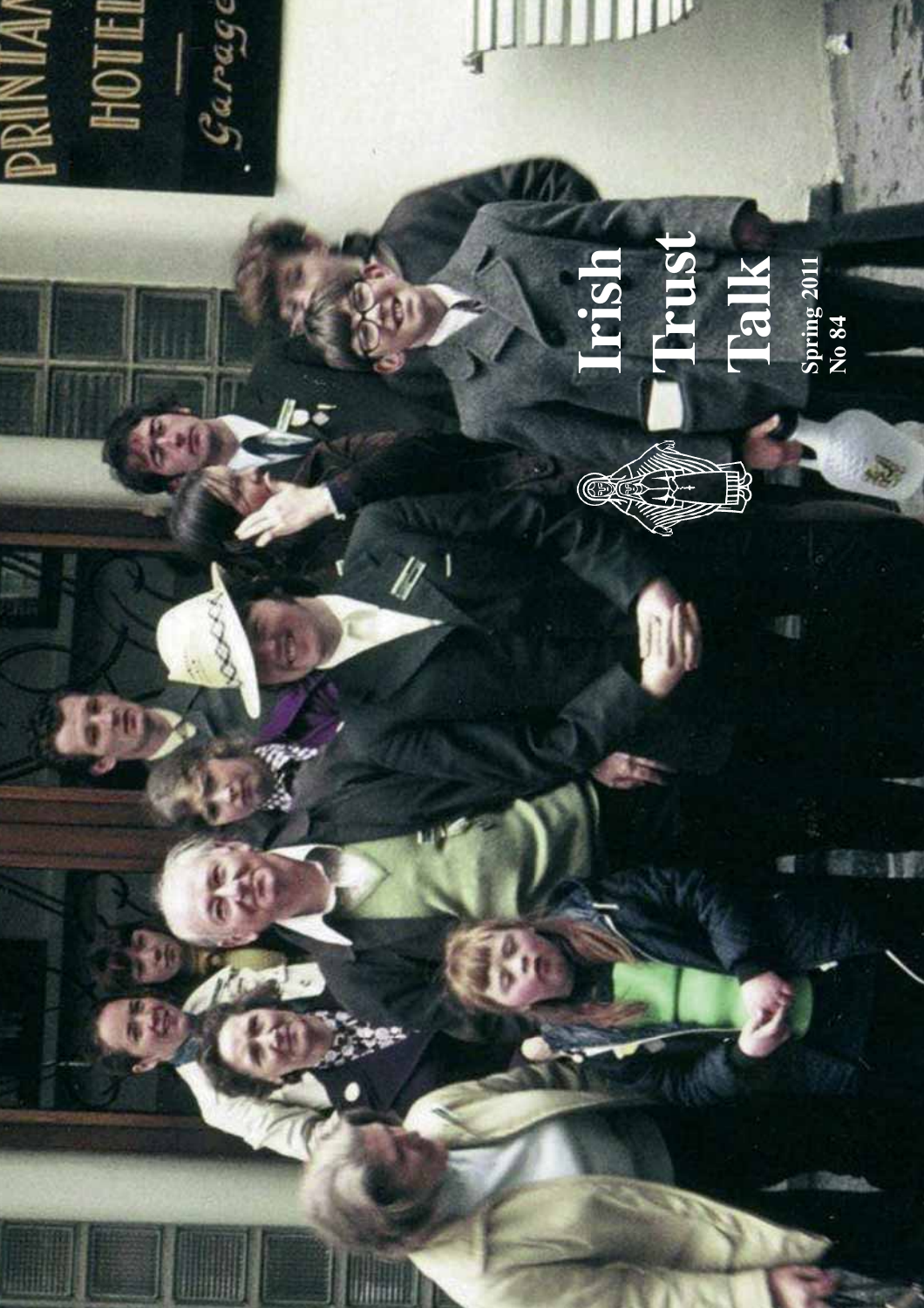# Irish Trust Talk

Spring 2011

No 84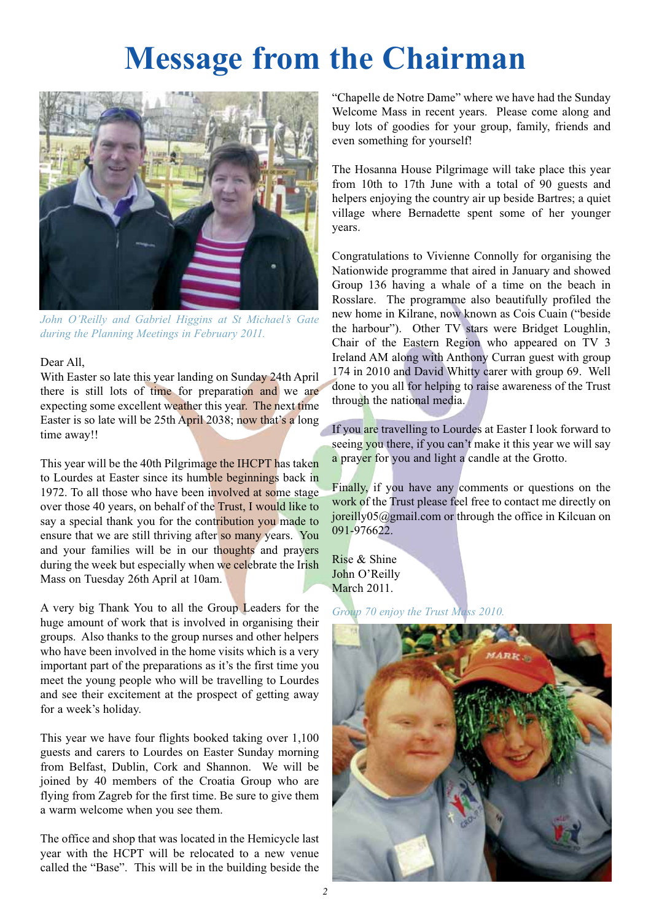# Message from the Chairman

*John O'Reilly and Gabriel Higgins at St Michael's Gate during the Planning Meetings in February 2011.*

Dear All,

With Easter so late this year landing on Sunday 24th April there is still lots of time for preparation and we are expecting some excellent weather this year. The next time Easter is so late will be 25th April 2038; now that's a long time away!!

This year will be the 40th Pilgrimage the IHCPT has taken to Lourdes at Easter since its humble beginnings back in 1972. To all those who have been involved at some stage over those 40 years, on behalf of the Trust, I would like to say a special thank you for the contribution you made to ensure that we are still thriving after so many years. You and your families will be in our thoughts and prayers during the week but especially when we celebrate the Irish Mass on Tuesday 26th April at 10am.

A very big Thank You to all the Group Leaders for the huge amount of work that is involved in organising their groups. Also thanks to the group nurses and other helpers who have been involved in the home visits which is a very important part of the preparations as it's the first time you meet the young people who will be travelling to Lourdes and see their excitement at the prospect of getting away for a week's holiday.

This year we have four flights booked taking over 1,100 guests and carers to Lourdes on Easter Sunday morning from Belfast, Dublin, Cork and Shannon. We will be joined by 40 members of the Croatia Group who are flying from Zagreb for the first time. Be sure to give them a warm welcome when you see them.

The office and shop that was located in the Hemicycle last year with the HCPT will be relocated to a new venue called the "Base". This will be in the building beside the "Chapelle de Notre Dame" where we have had the Sunday Welcome Mass in recent years. Please come along and buy lots of goodies for your group, family, friends and even something for yourself!

The Hosanna House Pilgrimage will take place this year from 10th to 17th June with a total of 90 guests and helpers enjoying the country air up beside Bartres; a quiet village where Bernadette spent some of her younger years.

Congratulations to Vivienne Connolly for organising the Nationwide programme that aired in January and showed Group 136 having a whale of a time on the beach in Rosslare. The programme also beautifully profiled the new home in Kilrane, now known as Cois Cuain ("beside the harbour"). Other TV stars were Bridget Loughlin, Chair of the Eastern Region who appeared on TV 3 Ireland AM along with Anthony Curran guest with group 174 in 2010 and David Whitty carer with group 69. Well done to you all for helping to raise awareness of the Trust through the national media.

If you are travelling to Lourdes at Easter I look forward to seeing you there, if you can't make it this year we will say a prayer for you and light a candle at the Grotto.

Finally, if you have any comments or questions on the work of the Trust please feel free to contact me directly on joreilly05@gmail.com or through the office in Kilcuan on 091-976622.

Rise & Shine  
John O'Reilly  
March 2011.

*Group 70 enjoy the Trust Mass 2010.*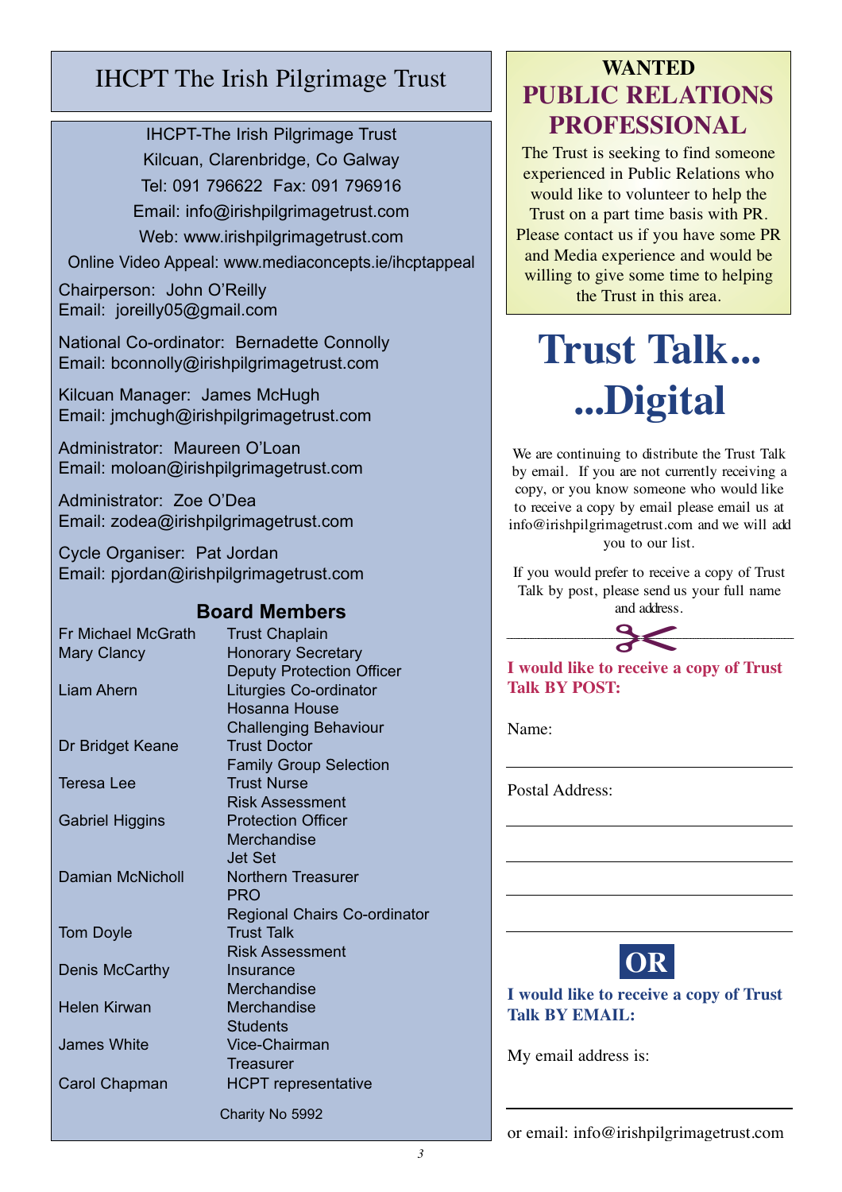# IHCPT The Irish Pilgrimage Trust

IHCPT-The Irish Pilgrimage Trust
Kilcuan, Clarenbridge, Co Galway
Tel: 091 796622 Fax: 091 796916
Email: info@irishpilgrimagetrust.com
Web: www.irishpilgrimagetrust.com
Online Video Appeal: www.mediaconcepts.ie/ihcptappeal

Chairperson: John O'Reilly
Email: joreilly05@gmail.com

National Co-ordinator: Bernadette Connolly
Email: bconnolly@irishpilgrimagetrust.com

Kilcuan Manager: James McHugh
Email: jmchugh@irishpilgrimagetrust.com

Administrator: Maureen O'Loan
Email: moloan@irishpilgrimagetrust.com

Administrator: Zoe O'Dea
Email: zodea@irishpilgrimagetrust.com

Cycle Organiser: Pat Jordan
Email: pjordan@irishpilgrimagetrust.com

## Board Members

| | |
|---|---|
| Fr Michael McGrath | Trust Chaplain |
| Mary Clancy | Honorary Secretary<br>Deputy Protection Officer |
| Liam Ahern | Liturgies Co-ordinator<br>Hosanna House<br>Challenging Behaviour |
| Dr Bridget Keane | Trust Doctor<br>Family Group Selection |
| Teresa Lee | Trust Nurse<br>Risk Assessment |
| Gabriel Higgins | Protection Officer<br>Merchandise<br>Jet Set |
| Damian McNicholl | Northern Treasurer<br>PRO<br>Regional Chairs Co-ordinator |
| Tom Doyle | Trust Talk<br>Risk Assessment |
| Denis McCarthy | Insurance<br>Merchandise |
| Helen Kirwan | Merchandise<br>Students |
| James White | Vice-Chairman<br>Treasurer |
| Carol Chapman | HCPT representative |

Charity No 5992

## WANTED
## PUBLIC RELATIONS PROFESSIONAL

The Trust is seeking to find someone experienced in Public Relations who would like to volunteer to help the Trust on a part time basis with PR. Please contact us if you have some PR and Media experience and would be willing to give some time to helping the Trust in this area.

# Trust Talk... ...Digital

We are continuing to distribute the Trust Talk by email. If you are not currently receiving a copy, or you know someone who would like to receive a copy by email please email us at info@irishpilgrimagetrust.com and we will add you to our list.

If you would prefer to receive a copy of Trust Talk by post, please send us your full name and address.

**I would like to receive a copy of Trust Talk BY POST:**

Name:

Postal Address:

**OR**

**I would like to receive a copy of Trust Talk BY EMAIL:**

My email address is:

or email: info@irishpilgrimagetrust.com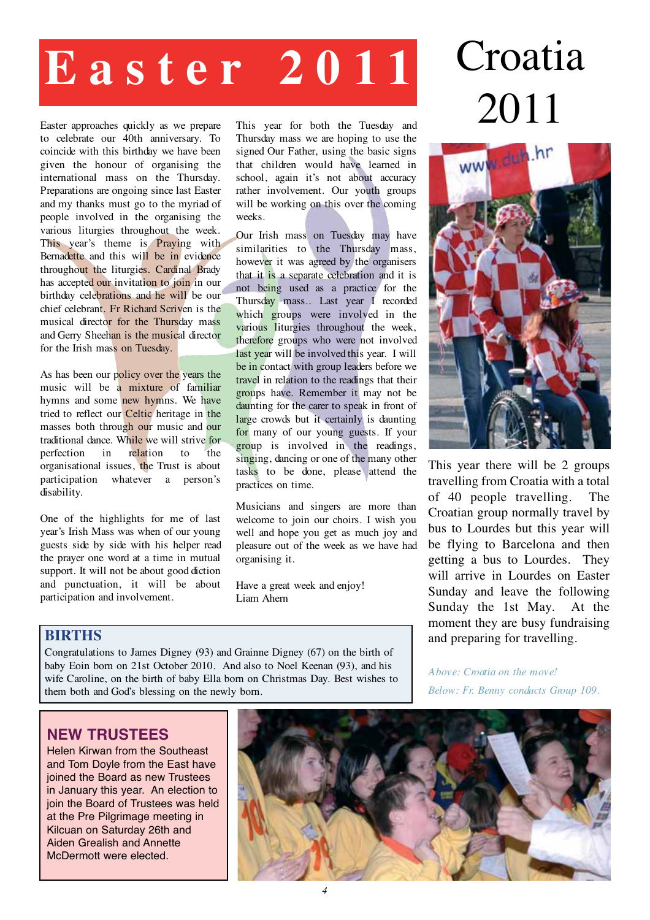# Easter 2011

Easter approaches quickly as we prepare to celebrate our 40th anniversary. To coincide with this birthday we have been given the honour of organising the international mass on the Thursday. Preparations are ongoing since last Easter and my thanks must go to the myriad of people involved in the organising the various liturgies throughout the week. This year's theme is Praying with Bernadette and this will be in evidence throughout the liturgies. Cardinal Brady has accepted our invitation to join in our birthday celebrations and he will be our chief celebrant. Fr Richard Scriven is the musical director for the Thursday mass and Gerry Sheehan is the musical director for the Irish mass on Tuesday.

As has been our policy over the years the music will be a mixture of familiar hymns and some new hymns. We have tried to reflect our Celtic heritage in the masses both through our music and our traditional dance. While we will strive for perfection in relation to the organisational issues, the Trust is about participation whatever a person's disability.

One of the highlights for me of last year's Irish Mass was when of our young guests side by side with his helper read the prayer one word at a time in mutual support. It will not be about good diction and punctuation, it will be about participation and involvement.

This year for both the Tuesday and Thursday mass we are hoping to use the signed Our Father, using the basic signs that children would have learned in school, again it's not about accuracy rather involvement. Our youth groups will be working on this over the coming weeks.

Our Irish mass on Tuesday may have similarities to the Thursday mass, however it was agreed by the organisers that it is a separate celebration and it is not being used as a practice for the Thursday mass.. Last year I recorded which groups were involved in the various liturgies throughout the week, therefore groups who were not involved last year will be involved this year. I will be in contact with group leaders before we travel in relation to the readings that their groups have. Remember it may not be daunting for the carer to speak in front of large crowds but it certainly is daunting for many of our young guests. If your group is involved in the readings, singing, dancing or one of the many other tasks to be done, please attend the practices on time.

Musicians and singers are more than welcome to join our choirs. I wish you well and hope you get as much joy and pleasure out of the week as we have had organising it.

Have a great week and enjoy!
Liam Ahern

# Croatia 2011

This year there will be 2 groups travelling from Croatia with a total of 40 people travelling. The Croatian group normally travel by bus to Lourdes but this year will be flying to Barcelona and then getting a bus to Lourdes. They will arrive in Lourdes on Easter Sunday and leave the following Sunday the 1st May. At the moment they are busy fundraising and preparing for travelling.

*Above: Croatia on the move!*

*Below: Fr. Benny conducts Group 109.*

## BIRTHS

Congratulations to James Digney (93) and Grainne Digney (67) on the birth of baby Eoin born on 21st October 2010. And also to Noel Keenan (93), and his wife Caroline, on the birth of baby Ella born on Christmas Day. Best wishes to them both and God's blessing on the newly born.

## NEW TRUSTEES

Helen Kirwan from the Southeast and Tom Doyle from the East have joined the Board as new Trustees in January this year. An election to join the Board of Trustees was held at the Pre Pilgrimage meeting in Kilcuan on Saturday 26th and Aiden Grealish and Annette McDermott were elected.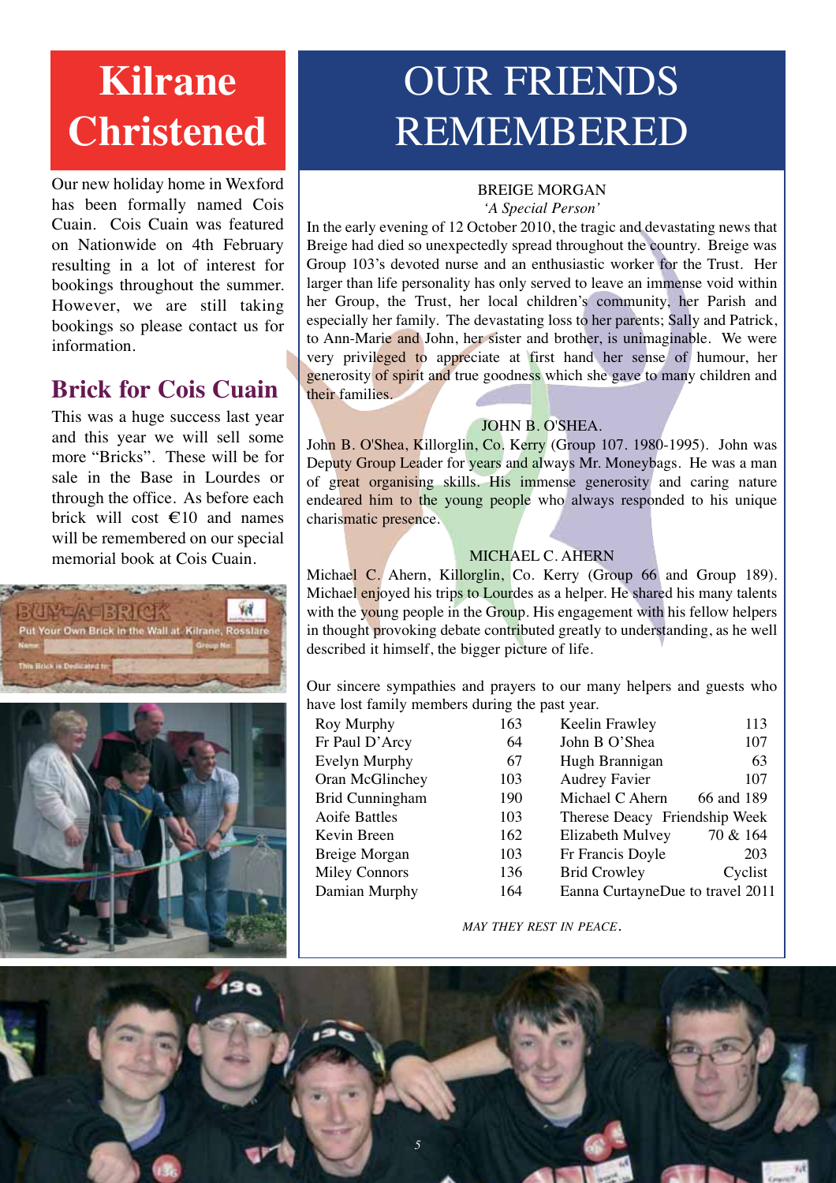# Kilrane Christened

Our new holiday home in Wexford has been formally named Cois Cuain. Cois Cuain was featured on Nationwide on 4th February resulting in a lot of interest for bookings throughout the summer. However, we are still taking bookings so please contact us for information.

## Brick for Cois Cuain

This was a huge success last year and this year we will sell some more "Bricks". These will be for sale in the Base in Lourdes or through the office. As before each brick will cost €10 and names will be remembered on our special memorial book at Cois Cuain.

# OUR FRIENDS REMEMBERED

### BREIGE MORGAN

*'A Special Person'*

In the early evening of 12 October 2010, the tragic and devastating news that Breige had died so unexpectedly spread throughout the country. Breige was Group 103's devoted nurse and an enthusiastic worker for the Trust. Her larger than life personality has only served to leave an immense void within her Group, the Trust, her local children's community, her Parish and especially her family. The devastating loss to her parents; Sally and Patrick, to Ann-Marie and John, her sister and brother, is unimaginable. We were very privileged to appreciate at first hand her sense of humour, her generosity of spirit and true goodness which she gave to many children and their families.

### JOHN B. O'SHEA.

John B. O'Shea, Killorglin, Co. Kerry (Group 107. 1980-1995). John was Deputy Group Leader for years and always Mr. Moneybags. He was a man of great organising skills. His immense generosity and caring nature endeared him to the young people who always responded to his unique charismatic presence.

### MICHAEL C. AHERN

Michael C. Ahern, Killorglin, Co. Kerry (Group 66 and Group 189). Michael enjoyed his trips to Lourdes as a helper. He shared his many talents with the young people in the Group. His engagement with his fellow helpers in thought provoking debate contributed greatly to understanding, as he well described it himself, the bigger picture of life.

Our sincere sympathies and prayers to our many helpers and guests who have lost family members during the past year.

| | | | |
|---|---|---|---|
| Roy Murphy | 163 | Keelin Frawley | 113 |
| Fr Paul D'Arcy | 64 | John B O'Shea | 107 |
| Evelyn Murphy | 67 | Hugh Brannigan | 63 |
| Oran McGlinchey | 103 | Audrey Favier | 107 |
| Brid Cunningham | 190 | Michael C Ahern | 66 and 189 |
| Aoife Battles | 103 | Therese Deacy | Friendship Week |
| Kevin Breen | 162 | Elizabeth Mulvey | 70 & 164 |
| Breige Morgan | 103 | Fr Francis Doyle | 203 |
| Miley Connors | 136 | Brid Crowley | Cyclist |
| Damian Murphy | 164 | Eanna Curtayne | Due to travel 2011 |

*MAY THEY REST IN PEACE.*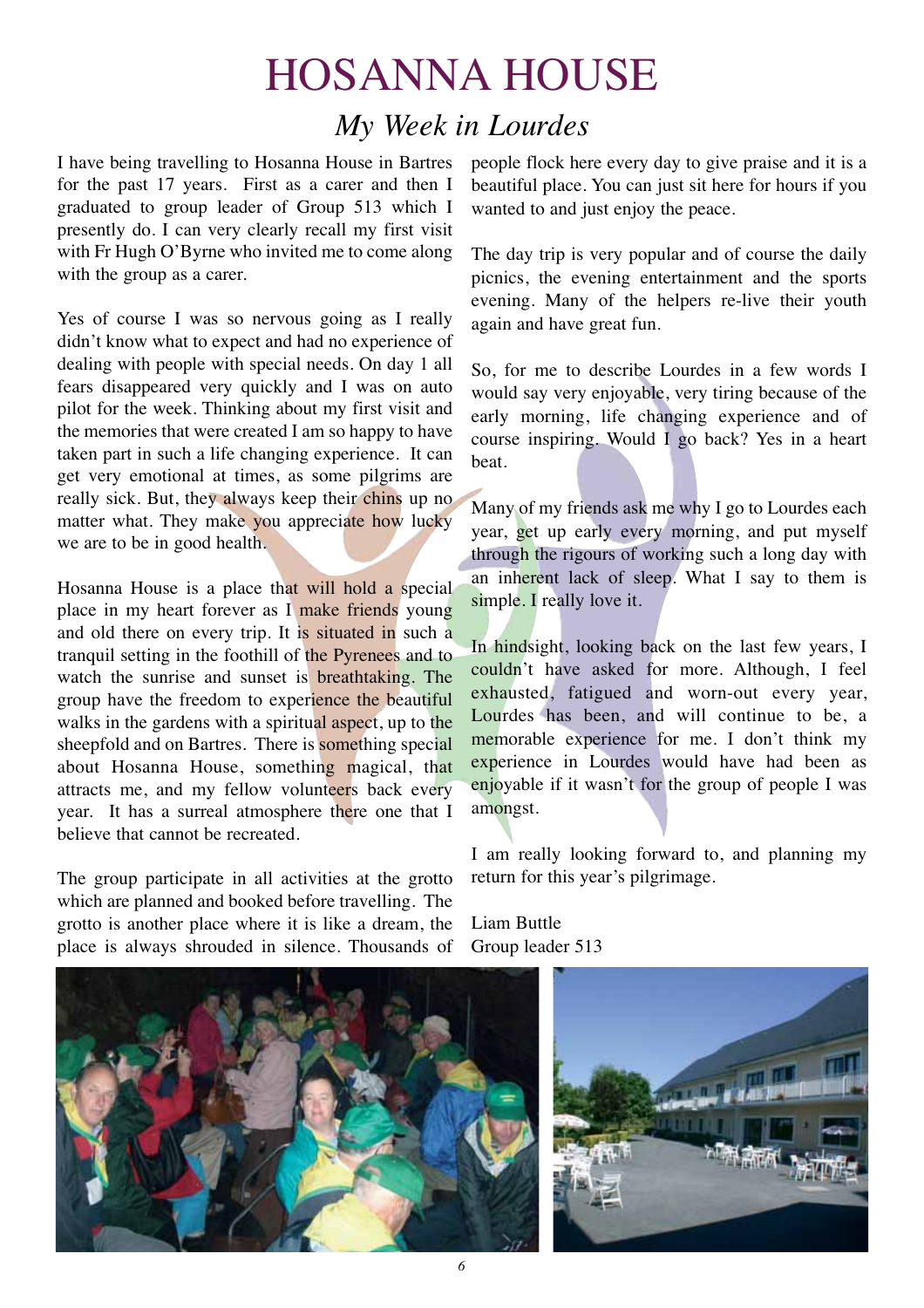# HOSANNA HOUSE

## *My Week in Lourdes*

I have being travelling to Hosanna House in Bartres for the past 17 years. First as a carer and then I graduated to group leader of Group 513 which I presently do. I can very clearly recall my first visit with Fr Hugh O'Byrne who invited me to come along with the group as a carer.

Yes of course I was so nervous going as I really didn't know what to expect and had no experience of dealing with people with special needs. On day 1 all fears disappeared very quickly and I was on auto pilot for the week. Thinking about my first visit and the memories that were created I am so happy to have taken part in such a life changing experience. It can get very emotional at times, as some pilgrims are really sick. But, they always keep their chins up no matter what. They make you appreciate how lucky we are to be in good health.

Hosanna House is a place that will hold a special place in my heart forever as I make friends young and old there on every trip. It is situated in such a tranquil setting in the foothill of the Pyrenees and to watch the sunrise and sunset is breathtaking. The group have the freedom to experience the beautiful walks in the gardens with a spiritual aspect, up to the sheepfold and on Bartres. There is something special about Hosanna House, something magical, that attracts me, and my fellow volunteers back every year. It has a surreal atmosphere there one that I believe that cannot be recreated.

The group participate in all activities at the grotto which are planned and booked before travelling. The grotto is another place where it is like a dream, the place is always shrouded in silence. Thousands of people flock here every day to give praise and it is a beautiful place. You can just sit here for hours if you wanted to and just enjoy the peace.

The day trip is very popular and of course the daily picnics, the evening entertainment and the sports evening. Many of the helpers re-live their youth again and have great fun.

So, for me to describe Lourdes in a few words I would say very enjoyable, very tiring because of the early morning, life changing experience and of course inspiring. Would I go back? Yes in a heart beat.

Many of my friends ask me why I go to Lourdes each year, get up early every morning, and put myself through the rigours of working such a long day with an inherent lack of sleep. What I say to them is simple. I really love it.

In hindsight, looking back on the last few years, I couldn't have asked for more. Although, I feel exhausted, fatigued and worn-out every year, Lourdes has been, and will continue to be, a memorable experience for me. I don't think my experience in Lourdes would have had been as enjoyable if it wasn't for the group of people I was amongst.

I am really looking forward to, and planning my return for this year's pilgrimage.

Liam Buttle
Group leader 513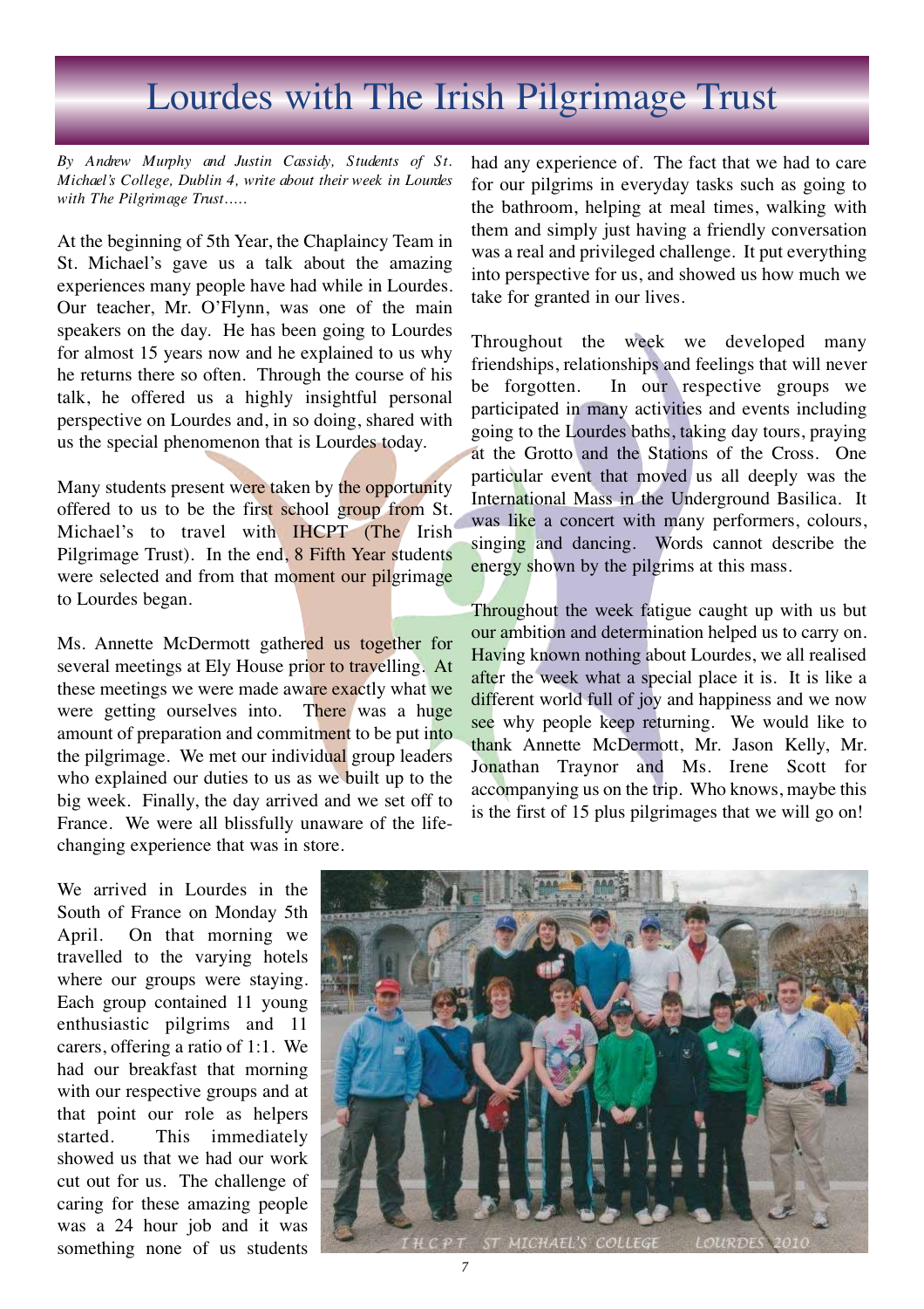# Lourdes with The Irish Pilgrimage Trust

*By Andrew Murphy and Justin Cassidy, Students of St. Michael's College, Dublin 4, write about their week in Lourdes with The Pilgrimage Trust.....*

At the beginning of 5th Year, the Chaplaincy Team in St. Michael's gave us a talk about the amazing experiences many people have had while in Lourdes. Our teacher, Mr. O'Flynn, was one of the main speakers on the day. He has been going to Lourdes for almost 15 years now and he explained to us why he returns there so often. Through the course of his talk, he offered us a highly insightful personal perspective on Lourdes and, in so doing, shared with us the special phenomenon that is Lourdes today.

Many students present were taken by the opportunity offered to us to be the first school group from St. Michael's to travel with IHCPT (The Irish Pilgrimage Trust). In the end, 8 Fifth Year students were selected and from that moment our pilgrimage to Lourdes began.

Ms. Annette McDermott gathered us together for several meetings at Ely House prior to travelling. At these meetings we were made aware exactly what we were getting ourselves into. There was a huge amount of preparation and commitment to be put into the pilgrimage. We met our individual group leaders who explained our duties to us as we built up to the big week. Finally, the day arrived and we set off to France. We were all blissfully unaware of the life-changing experience that was in store.

We arrived in Lourdes in the South of France on Monday 5th April. On that morning we travelled to the varying hotels where our groups were staying. Each group contained 11 young enthusiastic pilgrims and 11 carers, offering a ratio of 1:1. We had our breakfast that morning with our respective groups and at that point our role as helpers started. This immediately showed us that we had our work cut out for us. The challenge of caring for these amazing people was a 24 hour job and it was something none of us students had any experience of. The fact that we had to care for our pilgrims in everyday tasks such as going to the bathroom, helping at meal times, walking with them and simply just having a friendly conversation was a real and privileged challenge. It put everything into perspective for us, and showed us how much we take for granted in our lives.

Throughout the week we developed many friendships, relationships and feelings that will never be forgotten. In our respective groups we participated in many activities and events including going to the Lourdes baths, taking day tours, praying at the Grotto and the Stations of the Cross. One particular event that moved us all deeply was the International Mass in the Underground Basilica. It was like a concert with many performers, colours, singing and dancing. Words cannot describe the energy shown by the pilgrims at this mass.

Throughout the week fatigue caught up with us but our ambition and determination helped us to carry on. Having known nothing about Lourdes, we all realised after the week what a special place it is. It is like a different world full of joy and happiness and we now see why people keep returning. We would like to thank Annette McDermott, Mr. Jason Kelly, Mr. Jonathan Traynor and Ms. Irene Scott for accompanying us on the trip. Who knows, maybe this is the first of 15 plus pilgrimages that we will go on!

IHCPT ST MICHAEL'S COLLEGE LOURDES 2010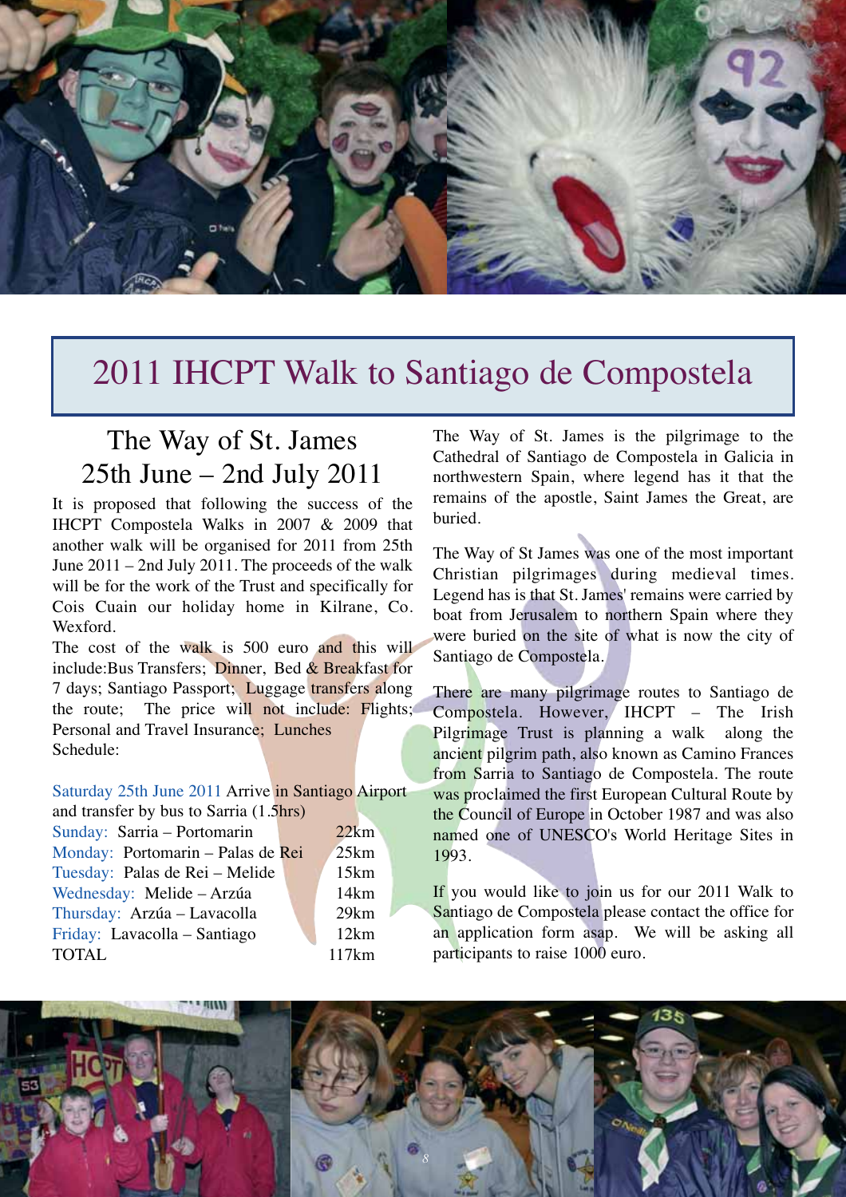# 2011 IHCPT Walk to Santiago de Compostela

## The Way of St. James
## 25th June – 2nd July 2011

It is proposed that following the success of the IHCPT Compostela Walks in 2007 & 2009 that another walk will be organised for 2011 from 25th June 2011 – 2nd July 2011. The proceeds of the walk will be for the work of the Trust and specifically for Cois Cuain our holiday home in Kilrane, Co. Wexford.

The cost of the walk is 500 euro and this will include:Bus Transfers; Dinner, Bed & Breakfast for 7 days; Santiago Passport; Luggage transfers along the route; The price will not include: Flights; Personal and Travel Insurance; Lunches

Schedule:

Saturday 25th June 2011 Arrive in Santiago Airport and transfer by bus to Sarria (1.5hrs)

| | |
|---|---|
| Sunday: Sarria – Portomarin | 22km |
| Monday: Portomarin – Palas de Rei | 25km |
| Tuesday: Palas de Rei – Melide | 15km |
| Wednesday: Melide – Arzúa | 14km |
| Thursday: Arzúa – Lavacolla | 29km |
| Friday: Lavacolla – Santiago | 12km |
| TOTAL | 117km |

The Way of St. James is the pilgrimage to the Cathedral of Santiago de Compostela in Galicia in northwestern Spain, where legend has it that the remains of the apostle, Saint James the Great, are buried.

The Way of St James was one of the most important Christian pilgrimages during medieval times. Legend has is that St. James' remains were carried by boat from Jerusalem to northern Spain where they were buried on the site of what is now the city of Santiago de Compostela.

There are many pilgrimage routes to Santiago de Compostela. However, IHCPT – The Irish Pilgrimage Trust is planning a walk along the ancient pilgrim path, also known as Camino Frances from Sarria to Santiago de Compostela. The route was proclaimed the first European Cultural Route by the Council of Europe in October 1987 and was also named one of UNESCO's World Heritage Sites in 1993.

If you would like to join us for our 2011 Walk to Santiago de Compostela please contact the office for an application form asap. We will be asking all participants to raise 1000 euro.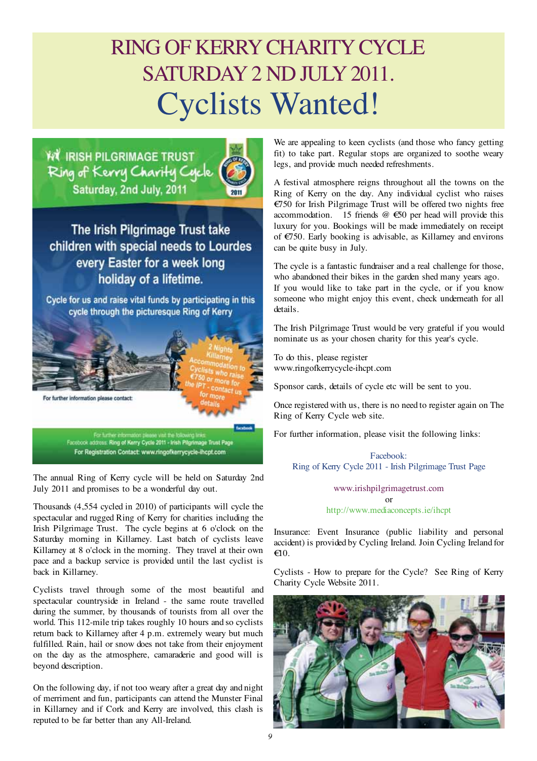# RING OF KERRY CHARITY CYCLE

## SATURDAY 2 ND JULY 2011.

# Cyclists Wanted!

IRISH PILGRIMAGE TRUST
Ring of Kerry Charity Cycle
Saturday, 2nd July, 2011

The Irish Pilgrimage Trust take children with special needs to Lourdes every Easter for a week long holiday of a lifetime.

Cycle for us and raise vital funds by participating in this cycle through the picturesque Ring of Kerry

2 Nights Killarney Accommodation to Cyclists who raise €750 or more for the IPT - contact us for more details

For further information please contact:

For further information please visit the following links:
Facebook address: Ring of Kerry Cycle 2011 - Irish Pilgrimage Trust Page
For Registration Contact: www.ringofkerrycycle-ihcpt.com

The annual Ring of Kerry cycle will be held on Saturday 2nd July 2011 and promises to be a wonderful day out.

Thousands (4,554 cycled in 2010) of participants will cycle the spectacular and rugged Ring of Kerry for charities including the Irish Pilgrimage Trust. The cycle begins at 6 o'clock on the Saturday morning in Killarney. Last batch of cyclists leave Killarney at 8 o'clock in the morning. They travel at their own pace and a backup service is provided until the last cyclist is back in Killarney.

Cyclists travel through some of the most beautiful and spectacular countryside in Ireland - the same route travelled during the summer, by thousands of tourists from all over the world. This 112-mile trip takes roughly 10 hours and so cyclists return back to Killarney after 4 p.m. extremely weary but much fulfilled. Rain, hail or snow does not take from their enjoyment on the day as the atmosphere, camaraderie and good will is beyond description.

On the following day, if not too weary after a great day and night of merriment and fun, participants can attend the Munster Final in Killarney and if Cork and Kerry are involved, this clash is reputed to be far better than any All-Ireland.

We are appealing to keen cyclists (and those who fancy getting fit) to take part. Regular stops are organized to soothe weary legs, and provide much needed refreshments.

A festival atmosphere reigns throughout all the towns on the Ring of Kerry on the day. Any individual cyclist who raises €750 for Irish Pilgrimage Trust will be offered two nights free accommodation. 15 friends @ €50 per head will provide this luxury for you. Bookings will be made immediately on receipt of €750. Early booking is advisable, as Killarney and environs can be quite busy in July.

The cycle is a fantastic fundraiser and a real challenge for those, who abandoned their bikes in the garden shed many years ago. If you would like to take part in the cycle, or if you know someone who might enjoy this event, check underneath for all details.

The Irish Pilgrimage Trust would be very grateful if you would nominate us as your chosen charity for this year's cycle.

To do this, please register
www.ringofkerrycycle-ihcpt.com

Sponsor cards, details of cycle etc will be sent to you.

Once registered with us, there is no need to register again on The Ring of Kerry Cycle web site.

For further information, please visit the following links:

Facebook:
Ring of Kerry Cycle 2011 - Irish Pilgrimage Trust Page

www.irishpilgrimagetrust.com
or
http://www.mediaconcepts.ie/ihcpt

Insurance: Event Insurance (public liability and personal accident) is provided by Cycling Ireland. Join Cycling Ireland for €10.

Cyclists - How to prepare for the Cycle? See Ring of Kerry Charity Cycle Website 2011.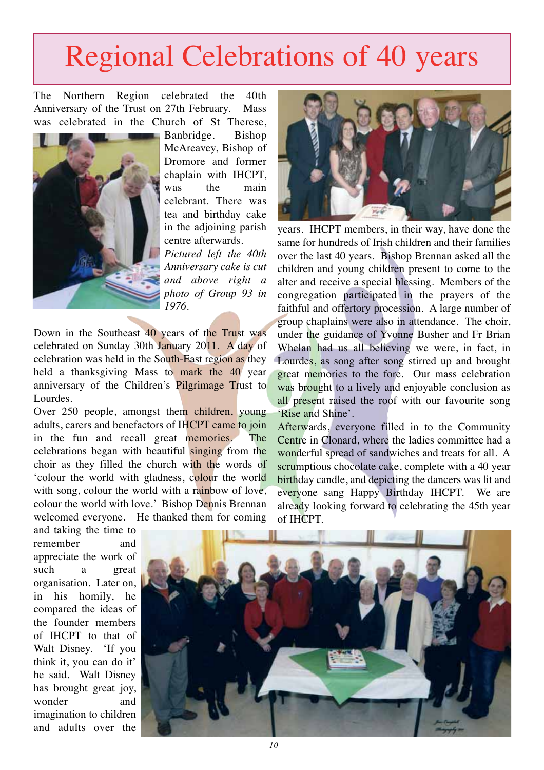# Regional Celebrations of 40 years

The Northern Region celebrated the 40th Anniversary of the Trust on 27th February. Mass was celebrated in the Church of St Therese, Banbridge. Bishop McAreavey, Bishop of Dromore and former chaplain with IHCPT, was the main celebrant. There was tea and birthday cake in the adjoining parish centre afterwards.

*Pictured left the 40th Anniversary cake is cut and above right a photo of Group 93 in 1976.*

Down in the Southeast 40 years of the Trust was celebrated on Sunday 30th January 2011. A day of celebration was held in the South-East region as they held a thanksgiving Mass to mark the 40 year anniversary of the Children's Pilgrimage Trust to Lourdes.

Over 250 people, amongst them children, young adults, carers and benefactors of IHCPT came to join in the fun and recall great memories. The celebrations began with beautiful singing from the choir as they filled the church with the words of 'colour the world with gladness, colour the world with song, colour the world with a rainbow of love, colour the world with love.' Bishop Dennis Brennan welcomed everyone. He thanked them for coming and taking the time to remember and appreciate the work of such a great organisation. Later on, in his homily, he compared the ideas of the founder members of IHCPT to that of Walt Disney. 'If you think it, you can do it' he said. Walt Disney has brought great joy, wonder and imagination to children and adults over the years. IHCPT members, in their way, have done the same for hundreds of Irish children and their families over the last 40 years. Bishop Brennan asked all the children and young children present to come to the alter and receive a special blessing. Members of the congregation participated in the prayers of the faithful and offertory procession. A large number of group chaplains were also in attendance. The choir, under the guidance of Yvonne Busher and Fr Brian Whelan had us all believing we were, in fact, in Lourdes, as song after song stirred up and brought great memories to the fore. Our mass celebration was brought to a lively and enjoyable conclusion as all present raised the roof with our favourite song 'Rise and Shine'.

Afterwards, everyone filled in to the Community Centre in Clonard, where the ladies committee had a wonderful spread of sandwiches and treats for all. A scrumptious chocolate cake, complete with a 40 year birthday candle, and depicting the dancers was lit and everyone sang Happy Birthday IHCPT. We are already looking forward to celebrating the 45th year of IHCPT.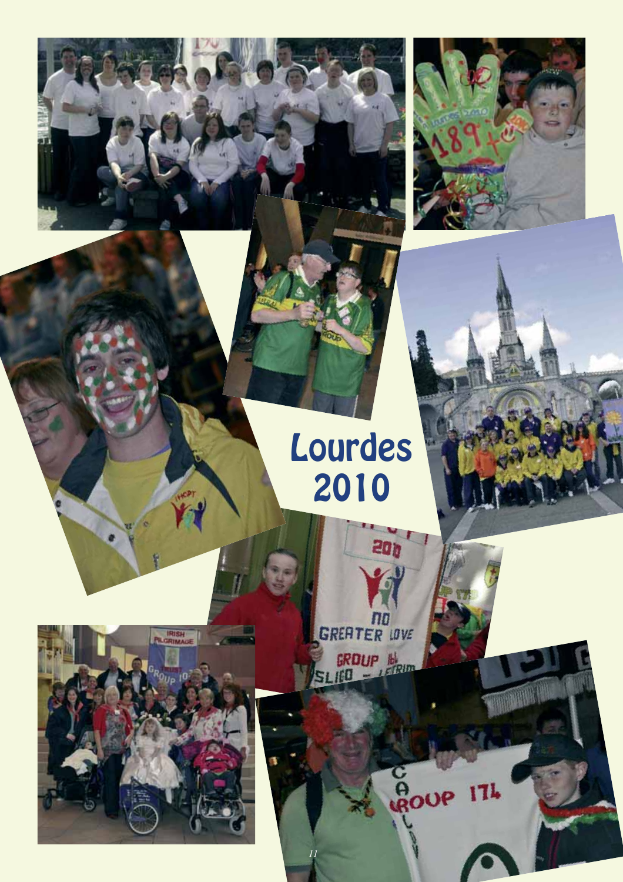# Lourdes 2010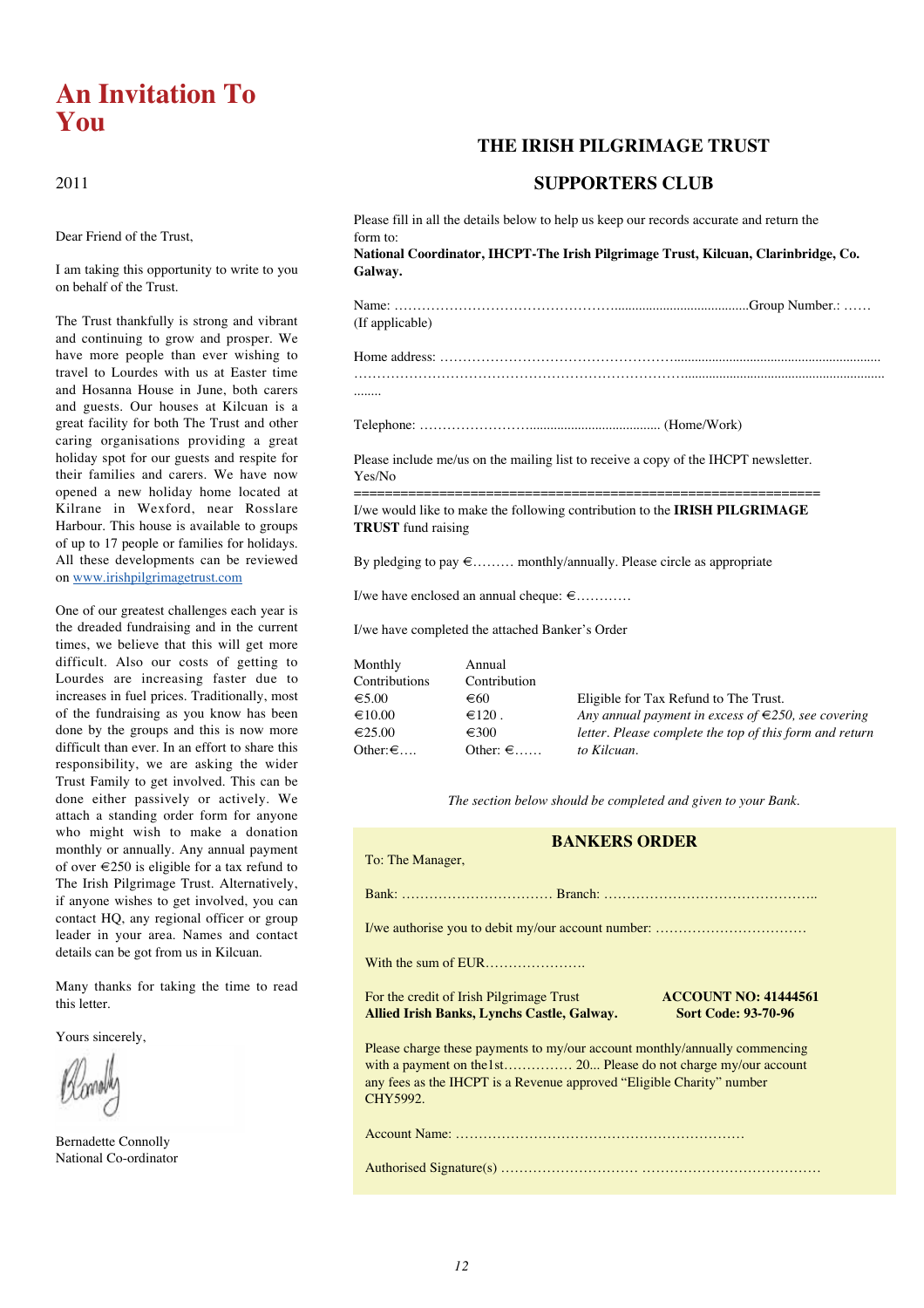# An Invitation To You

2011

Dear Friend of the Trust,

I am taking this opportunity to write to you on behalf of the Trust.

The Trust thankfully is strong and vibrant and continuing to grow and prosper. We have more people than ever wishing to travel to Lourdes with us at Easter time and Hosanna House in June, both carers and guests. Our houses at Kilcuan is a great facility for both The Trust and other caring organisations providing a great holiday spot for our guests and respite for their families and carers. We have now opened a new holiday home located at Kilrane in Wexford, near Rosslare Harbour. This house is available to groups of up to 17 people or families for holidays. All these developments can be reviewed on www.irishpilgrimagetrust.com

One of our greatest challenges each year is the dreaded fundraising and in the current times, we believe that this will get more difficult. Also our costs of getting to Lourdes are increasing faster due to increases in fuel prices. Traditionally, most of the fundraising as you know has been done by the groups and this is now more difficult than ever. In an effort to share this responsibility, we are asking the wider Trust Family to get involved. This can be done either passively or actively. We attach a standing order form for anyone who might wish to make a donation monthly or annually. Any annual payment of over €250 is eligible for a tax refund to The Irish Pilgrimage Trust. Alternatively, if anyone wishes to get involved, you can contact HQ, any regional officer or group leader in your area. Names and contact details can be got from us in Kilcuan.

Many thanks for taking the time to read this letter.

Yours sincerely,

Bernadette Connolly
National Co-ordinator

## THE IRISH PILGRIMAGE TRUST

## SUPPORTERS CLUB

Please fill in all the details below to help us keep our records accurate and return the form to:
**National Coordinator, IHCPT-The Irish Pilgrimage Trust, Kilcuan, Clarinbridge, Co. Galway.**

Name: ………………………………………….......................................Group Number.: ……
(If applicable)

Home address: ……………………………………………..........................................................
……………………………………………………………….........................................................
........

Telephone: ……………………...................................... (Home/Work)

Please include me/us on the mailing list to receive a copy of the IHCPT newsletter.
Yes/No

============================================================

I/we would like to make the following contribution to the **IRISH PILGRIMAGE TRUST** fund raising

By pledging to pay €……… monthly/annually. Please circle as appropriate

I/we have enclosed an annual cheque: €…………

I/we have completed the attached Banker's Order

| Monthly Contributions | Annual Contribution | |
|---|---|---|
| €5.00 | €60 | Eligible for Tax Refund to The Trust. |
| €10.00 | €120 . | *Any annual payment in excess of €250, see covering* |
| €25.00 | €300 | *letter. Please complete the top of this form and return* |
| Other:€…. | Other: €…… | *to Kilcuan.* |

*The section below should be completed and given to your Bank.*

### BANKERS ORDER

To: The Manager,

Bank: …………………………… Branch: ………………………………………..

I/we authorise you to debit my/our account number: ……………………………

With the sum of EUR………………….

For the credit of Irish Pilgrimage Trust — **ACCOUNT NO: 41444561**
**Allied Irish Banks, Lynchs Castle, Galway.** — **Sort Code: 93-70-96**

Please charge these payments to my/our account monthly/annually commencing with a payment on the1st………….. 20... Please do not charge my/our account any fees as the IHCPT is a Revenue approved "Eligible Charity" number CHY5992.

Account Name: ……………………………………………………

Authorised Signature(s) ………………………… …………………………………